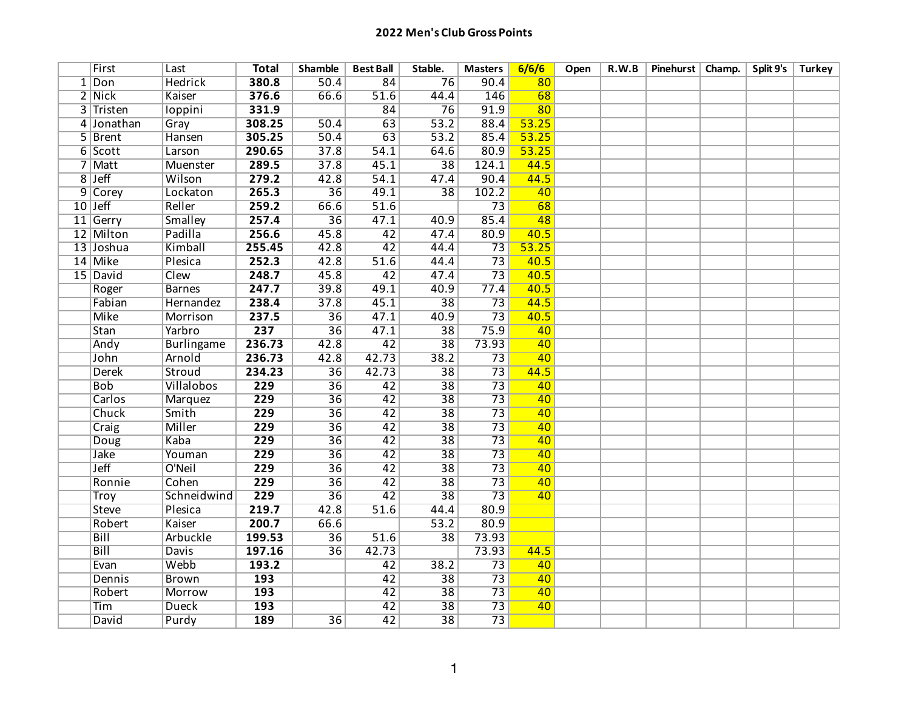# 2022 Men's Club Gross Points

| | First | Last | Total | Shamble | Best Ball | Stable. | Masters | 6/6/6 | Open | R.W.B | Pinehurst | Champ. | Split 9's | Turkey |
|---|---|---|---|---|---|---|---|---|---|---|---|---|---|---|
| 1 | Don | Hedrick | **380.8** | 50.4 | 84 | 76 | 90.4 | 80 | | | | | | |
| 2 | Nick | Kaiser | **376.6** | 66.6 | 51.6 | 44.4 | 146 | 68 | | | | | | |
| 3 | Tristen | Ioppini | **331.9** | | 84 | 76 | 91.9 | 80 | | | | | | |
| 4 | Jonathan | Gray | **308.25** | 50.4 | 63 | 53.2 | 88.4 | 53.25 | | | | | | |
| 5 | Brent | Hansen | **305.25** | 50.4 | 63 | 53.2 | 85.4 | 53.25 | | | | | | |
| 6 | Scott | Larson | **290.65** | 37.8 | 54.1 | 64.6 | 80.9 | 53.25 | | | | | | |
| 7 | Matt | Muenster | **289.5** | 37.8 | 45.1 | 38 | 124.1 | 44.5 | | | | | | |
| 8 | Jeff | Wilson | **279.2** | 42.8 | 54.1 | 47.4 | 90.4 | 44.5 | | | | | | |
| 9 | Corey | Lockaton | **265.3** | 36 | 49.1 | 38 | 102.2 | 40 | | | | | | |
| 10 | Jeff | Reller | **259.2** | 66.6 | 51.6 | | 73 | 68 | | | | | | |
| 11 | Gerry | Smalley | **257.4** | 36 | 47.1 | 40.9 | 85.4 | 48 | | | | | | |
| 12 | Milton | Padilla | **256.6** | 45.8 | 42 | 47.4 | 80.9 | 40.5 | | | | | | |
| 13 | Joshua | Kimball | **255.45** | 42.8 | 42 | 44.4 | 73 | 53.25 | | | | | | |
| 14 | Mike | Plesica | **252.3** | 42.8 | 51.6 | 44.4 | 73 | 40.5 | | | | | | |
| 15 | David | Clew | **248.7** | 45.8 | 42 | 47.4 | 73 | 40.5 | | | | | | |
| | Roger | Barnes | **247.7** | 39.8 | 49.1 | 40.9 | 77.4 | 40.5 | | | | | | |
| | Fabian | Hernandez | **238.4** | 37.8 | 45.1 | 38 | 73 | 44.5 | | | | | | |
| | Mike | Morrison | **237.5** | 36 | 47.1 | 40.9 | 73 | 40.5 | | | | | | |
| | Stan | Yarbro | **237** | 36 | 47.1 | 38 | 75.9 | 40 | | | | | | |
| | Andy | Burlingame | **236.73** | 42.8 | 42 | 38 | 73.93 | 40 | | | | | | |
| | John | Arnold | **236.73** | 42.8 | 42.73 | 38.2 | 73 | 40 | | | | | | |
| | Derek | Stroud | **234.23** | 36 | 42.73 | 38 | 73 | 44.5 | | | | | | |
| | Bob | Villalobos | **229** | 36 | 42 | 38 | 73 | 40 | | | | | | |
| | Carlos | Marquez | **229** | 36 | 42 | 38 | 73 | 40 | | | | | | |
| | Chuck | Smith | **229** | 36 | 42 | 38 | 73 | 40 | | | | | | |
| | Craig | Miller | **229** | 36 | 42 | 38 | 73 | 40 | | | | | | |
| | Doug | Kaba | **229** | 36 | 42 | 38 | 73 | 40 | | | | | | |
| | Jake | Youman | **229** | 36 | 42 | 38 | 73 | 40 | | | | | | |
| | Jeff | O'Neil | **229** | 36 | 42 | 38 | 73 | 40 | | | | | | |
| | Ronnie | Cohen | **229** | 36 | 42 | 38 | 73 | 40 | | | | | | |
| | Troy | Schneidwind | **229** | 36 | 42 | 38 | 73 | 40 | | | | | | |
| | Steve | Plesica | **219.7** | 42.8 | 51.6 | 44.4 | 80.9 | | | | | | | |
| | Robert | Kaiser | **200.7** | 66.6 | | 53.2 | 80.9 | | | | | | | |
| | Bill | Arbuckle | **199.53** | 36 | 51.6 | 38 | 73.93 | | | | | | | |
| | Bill | Davis | **197.16** | 36 | 42.73 | | 73.93 | 44.5 | | | | | | |
| | Evan | Webb | **193.2** | | 42 | 38.2 | 73 | 40 | | | | | | |
| | Dennis | Brown | **193** | | 42 | 38 | 73 | 40 | | | | | | |
| | Robert | Morrow | **193** | | 42 | 38 | 73 | 40 | | | | | | |
| | Tim | Dueck | **193** | | 42 | 38 | 73 | 40 | | | | | | |
| | David | Purdy | **189** | 36 | 42 | 38 | 73 | | | | | | | |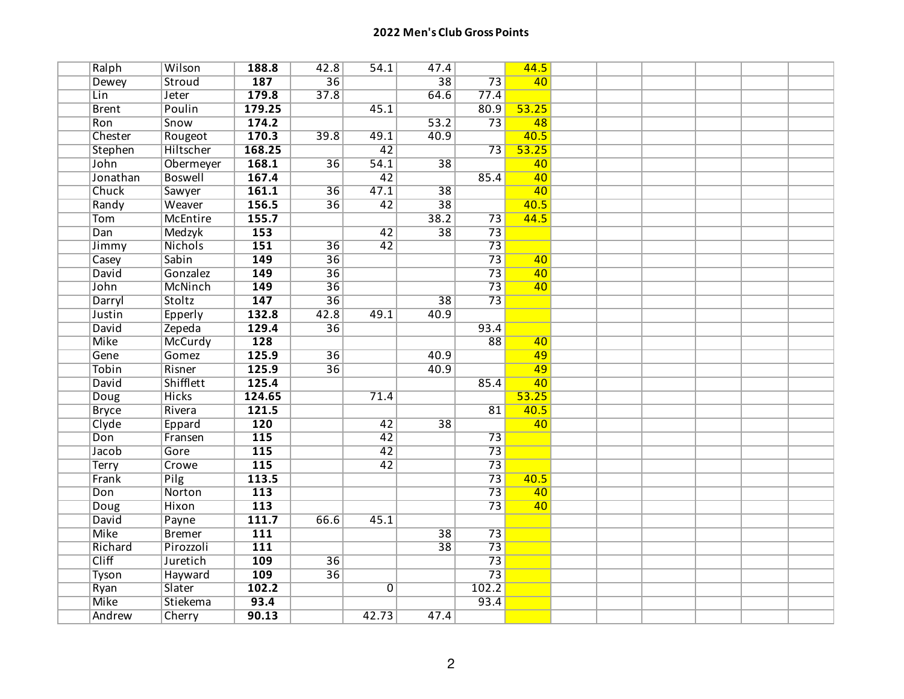## 2022 Men's Club Gross Points

| | | | | | | | | | | | | | | |
|---|---|---|---|---|---|---|---|---|---|---|---|---|---|---|
| | Ralph | Wilson | **188.8** | 42.8 | 54.1 | 47.4 | | 44.5 | | | | | | |
| | Dewey | Stroud | **187** | 36 | | 38 | 73 | 40 | | | | | | |
| | Lin | Jeter | **179.8** | 37.8 | | 64.6 | 77.4 | | | | | | | |
| | Brent | Poulin | **179.25** | | 45.1 | | 80.9 | 53.25 | | | | | | |
| | Ron | Snow | **174.2** | | | 53.2 | 73 | 48 | | | | | | |
| | Chester | Rougeot | **170.3** | 39.8 | 49.1 | 40.9 | | 40.5 | | | | | | |
| | Stephen | Hiltscher | **168.25** | | 42 | | 73 | 53.25 | | | | | | |
| | John | Obermeyer | **168.1** | 36 | 54.1 | 38 | | 40 | | | | | | |
| | Jonathan | Boswell | **167.4** | | 42 | | 85.4 | 40 | | | | | | |
| | Chuck | Sawyer | **161.1** | 36 | 47.1 | 38 | | 40 | | | | | | |
| | Randy | Weaver | **156.5** | 36 | 42 | 38 | | 40.5 | | | | | | |
| | Tom | McEntire | **155.7** | | | 38.2 | 73 | 44.5 | | | | | | |
| | Dan | Medzyk | **153** | | 42 | 38 | 73 | | | | | | | |
| | Jimmy | Nichols | **151** | 36 | 42 | | 73 | | | | | | | |
| | Casey | Sabin | **149** | 36 | | | 73 | 40 | | | | | | |
| | David | Gonzalez | **149** | 36 | | | 73 | 40 | | | | | | |
| | John | McNinch | **149** | 36 | | | 73 | 40 | | | | | | |
| | Darryl | Stoltz | **147** | 36 | | 38 | 73 | | | | | | | |
| | Justin | Epperly | **132.8** | 42.8 | 49.1 | 40.9 | | | | | | | | |
| | David | Zepeda | **129.4** | 36 | | | 93.4 | | | | | | | |
| | Mike | McCurdy | **128** | | | | 88 | 40 | | | | | | |
| | Gene | Gomez | **125.9** | 36 | | 40.9 | | 49 | | | | | | |
| | Tobin | Risner | **125.9** | 36 | | 40.9 | | 49 | | | | | | |
| | David | Shifflett | **125.4** | | | | 85.4 | 40 | | | | | | |
| | Doug | Hicks | **124.65** | | 71.4 | | | 53.25 | | | | | | |
| | Bryce | Rivera | **121.5** | | | | 81 | 40.5 | | | | | | |
| | Clyde | Eppard | **120** | | 42 | 38 | | 40 | | | | | | |
| | Don | Fransen | **115** | | 42 | | 73 | | | | | | | |
| | Jacob | Gore | **115** | | 42 | | 73 | | | | | | | |
| | Terry | Crowe | **115** | | 42 | | 73 | | | | | | | |
| | Frank | Pilg | **113.5** | | | | 73 | 40.5 | | | | | | |
| | Don | Norton | **113** | | | | 73 | 40 | | | | | | |
| | Doug | Hixon | **113** | | | | 73 | 40 | | | | | | |
| | David | Payne | **111.7** | 66.6 | 45.1 | | | | | | | | | |
| | Mike | Bremer | **111** | | | 38 | 73 | | | | | | | |
| | Richard | Pirozzoli | **111** | | | 38 | 73 | | | | | | | |
| | Cliff | Juretich | **109** | 36 | | | 73 | | | | | | | |
| | Tyson | Hayward | **109** | 36 | | | 73 | | | | | | | |
| | Ryan | Slater | **102.2** | | 0 | | 102.2 | | | | | | | |
| | Mike | Stiekema | **93.4** | | | | 93.4 | | | | | | | |
| | Andrew | Cherry | **90.13** | | 42.73 | 47.4 | | | | | | | | |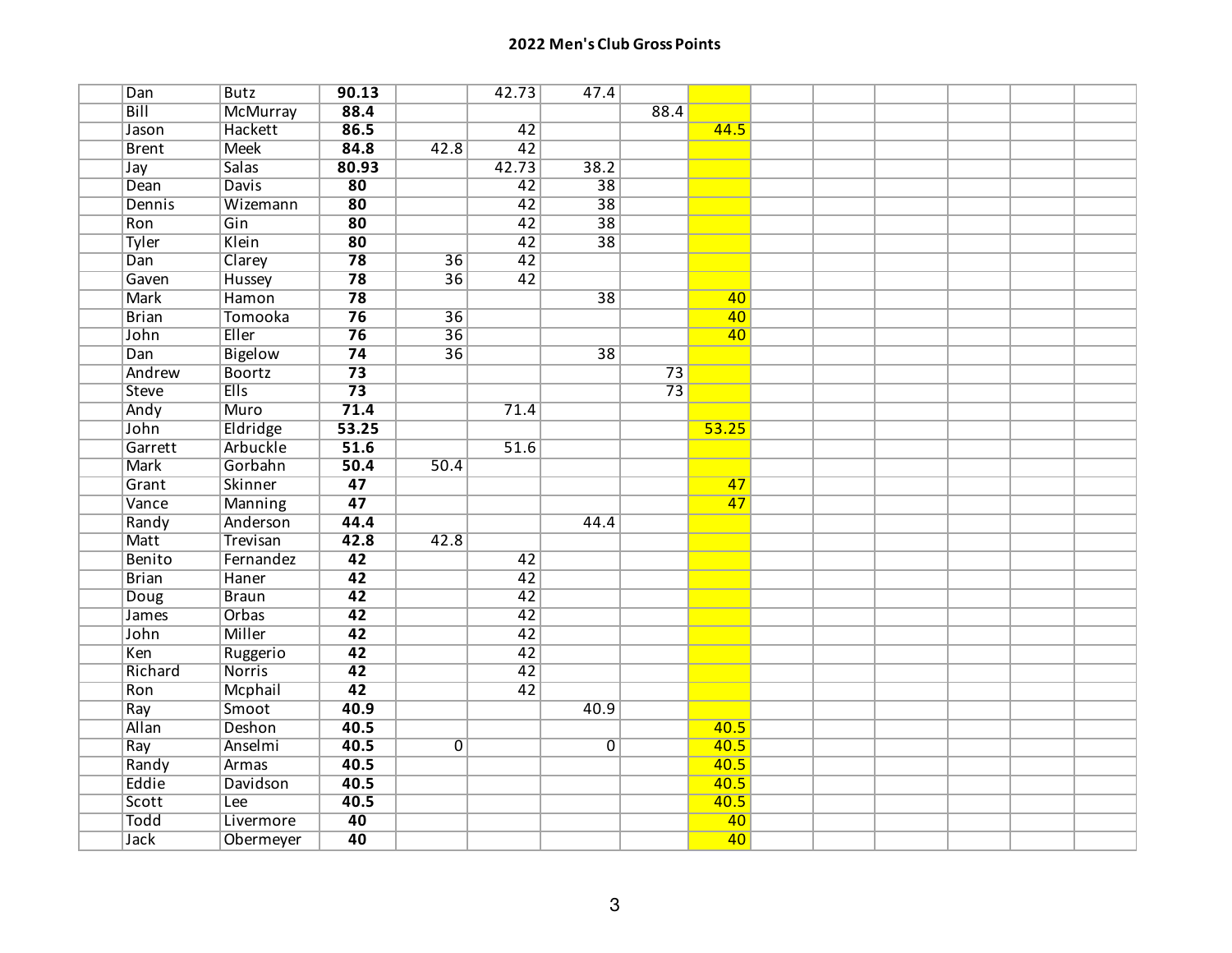**2022 Men's Club Gross Points**

| | | | | | | | | | | | | | | |
|---|---|---|---|---|---|---|---|---|---|---|---|---|---|---|
| | Dan | Butz | **90.13** | | 42.73 | 47.4 | | | | | | | | |
| | Bill | McMurray | **88.4** | | | | 88.4 | | | | | | | |
| | Jason | Hackett | **86.5** | | 42 | | | 44.5 | | | | | | |
| | Brent | Meek | **84.8** | 42.8 | 42 | | | | | | | | | |
| | Jay | Salas | **80.93** | | 42.73 | 38.2 | | | | | | | | |
| | Dean | Davis | **80** | | 42 | 38 | | | | | | | | |
| | Dennis | Wizemann | **80** | | 42 | 38 | | | | | | | | |
| | Ron | Gin | **80** | | 42 | 38 | | | | | | | | |
| | Tyler | Klein | **80** | | 42 | 38 | | | | | | | | |
| | Dan | Clarey | **78** | 36 | 42 | | | | | | | | | |
| | Gaven | Hussey | **78** | 36 | 42 | | | | | | | | | |
| | Mark | Hamon | **78** | | | 38 | | 40 | | | | | | |
| | Brian | Tomooka | **76** | 36 | | | | 40 | | | | | | |
| | John | Eller | **76** | 36 | | | | 40 | | | | | | |
| | Dan | Bigelow | **74** | 36 | | 38 | | | | | | | | |
| | Andrew | Boortz | **73** | | | | 73 | | | | | | | |
| | Steve | Ells | **73** | | | | 73 | | | | | | | |
| | Andy | Muro | **71.4** | | 71.4 | | | | | | | | | |
| | John | Eldridge | **53.25** | | | | | 53.25 | | | | | | |
| | Garrett | Arbuckle | **51.6** | | 51.6 | | | | | | | | | |
| | Mark | Gorbahn | **50.4** | 50.4 | | | | | | | | | | |
| | Grant | Skinner | **47** | | | | | 47 | | | | | | |
| | Vance | Manning | **47** | | | | | 47 | | | | | | |
| | Randy | Anderson | **44.4** | | | 44.4 | | | | | | | | |
| | Matt | Trevisan | **42.8** | 42.8 | | | | | | | | | | |
| | Benito | Fernandez | **42** | | 42 | | | | | | | | | |
| | Brian | Haner | **42** | | 42 | | | | | | | | | |
| | Doug | Braun | **42** | | 42 | | | | | | | | | |
| | James | Orbas | **42** | | 42 | | | | | | | | | |
| | John | Miller | **42** | | 42 | | | | | | | | | |
| | Ken | Ruggerio | **42** | | 42 | | | | | | | | | |
| | Richard | Norris | **42** | | 42 | | | | | | | | | |
| | Ron | Mcphail | **42** | | 42 | | | | | | | | | |
| | Ray | Smoot | **40.9** | | | 40.9 | | | | | | | | |
| | Allan | Deshon | **40.5** | | | | | 40.5 | | | | | | |
| | Ray | Anselmi | **40.5** | 0 | | 0 | | 40.5 | | | | | | |
| | Randy | Armas | **40.5** | | | | | 40.5 | | | | | | |
| | Eddie | Davidson | **40.5** | | | | | 40.5 | | | | | | |
| | Scott | Lee | **40.5** | | | | | 40.5 | | | | | | |
| | Todd | Livermore | **40** | | | | | 40 | | | | | | |
| | Jack | Obermeyer | **40** | | | | | 40 | | | | | | |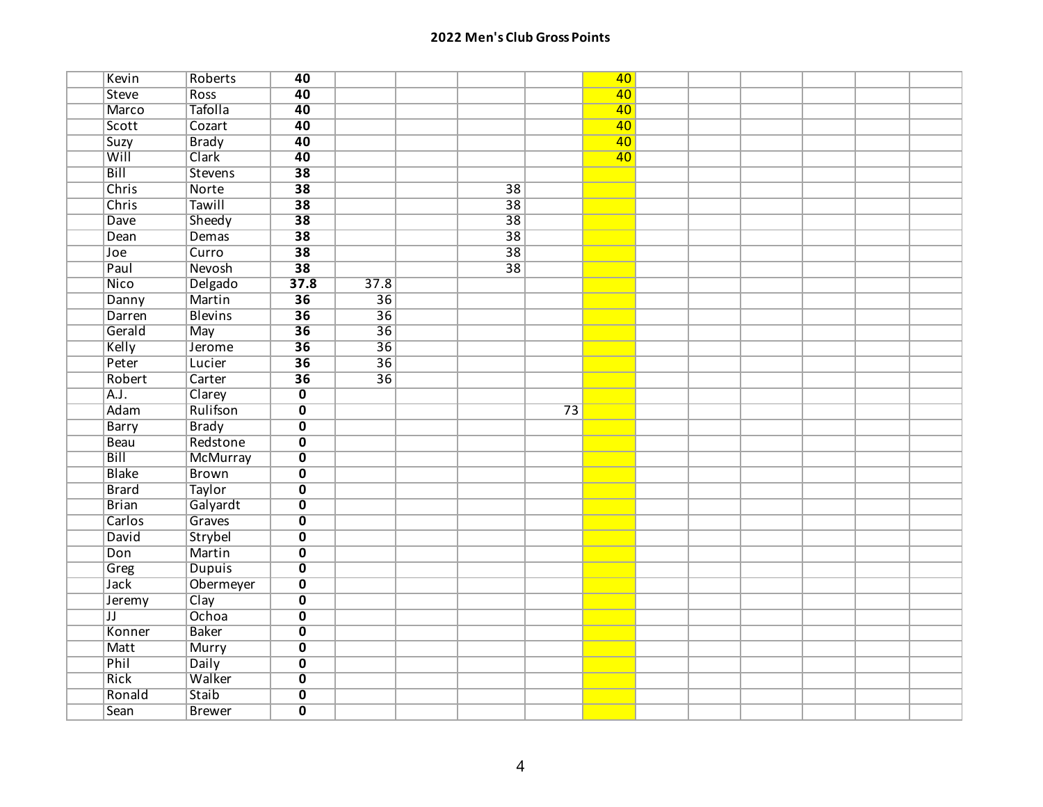## 2022 Men's Club Gross Points

| | | | | | | | | | | | | | | |
|---|---|---|---|---|---|---|---|---|---|---|---|---|---|---|
| | Kevin | Roberts | **40** | | | | | 40 | | | | | | |
| | Steve | Ross | **40** | | | | | 40 | | | | | | |
| | Marco | Tafolla | **40** | | | | | 40 | | | | | | |
| | Scott | Cozart | **40** | | | | | 40 | | | | | | |
| | Suzy | Brady | **40** | | | | | 40 | | | | | | |
| | Will | Clark | **40** | | | | | 40 | | | | | | |
| | Bill | Stevens | **38** | | | | | | | | | | | |
| | Chris | Norte | **38** | | | 38 | | | | | | | | |
| | Chris | Tawill | **38** | | | 38 | | | | | | | | |
| | Dave | Sheedy | **38** | | | 38 | | | | | | | | |
| | Dean | Demas | **38** | | | 38 | | | | | | | | |
| | Joe | Curro | **38** | | | 38 | | | | | | | | |
| | Paul | Nevosh | **38** | | | 38 | | | | | | | | |
| | Nico | Delgado | **37.8** | 37.8 | | | | | | | | | | |
| | Danny | Martin | **36** | 36 | | | | | | | | | | |
| | Darren | Blevins | **36** | 36 | | | | | | | | | | |
| | Gerald | May | **36** | 36 | | | | | | | | | | |
| | Kelly | Jerome | **36** | 36 | | | | | | | | | | |
| | Peter | Lucier | **36** | 36 | | | | | | | | | | |
| | Robert | Carter | **36** | 36 | | | | | | | | | | |
| | A.J. | Clarey | **0** | | | | | | | | | | | |
| | Adam | Rulifson | **0** | | | | 73 | | | | | | | |
| | Barry | Brady | **0** | | | | | | | | | | | |
| | Beau | Redstone | **0** | | | | | | | | | | | |
| | Bill | McMurray | **0** | | | | | | | | | | | |
| | Blake | Brown | **0** | | | | | | | | | | | |
| | Brard | Taylor | **0** | | | | | | | | | | | |
| | Brian | Galyardt | **0** | | | | | | | | | | | |
| | Carlos | Graves | **0** | | | | | | | | | | | |
| | David | Strybel | **0** | | | | | | | | | | | |
| | Don | Martin | **0** | | | | | | | | | | | |
| | Greg | Dupuis | **0** | | | | | | | | | | | |
| | Jack | Obermeyer | **0** | | | | | | | | | | | |
| | Jeremy | Clay | **0** | | | | | | | | | | | |
| | JJ | Ochoa | **0** | | | | | | | | | | | |
| | Konner | Baker | **0** | | | | | | | | | | | |
| | Matt | Murry | **0** | | | | | | | | | | | |
| | Phil | Daily | **0** | | | | | | | | | | | |
| | Rick | Walker | **0** | | | | | | | | | | | |
| | Ronald | Staib | **0** | | | | | | | | | | | |
| | Sean | Brewer | **0** | | | | | | | | | | | |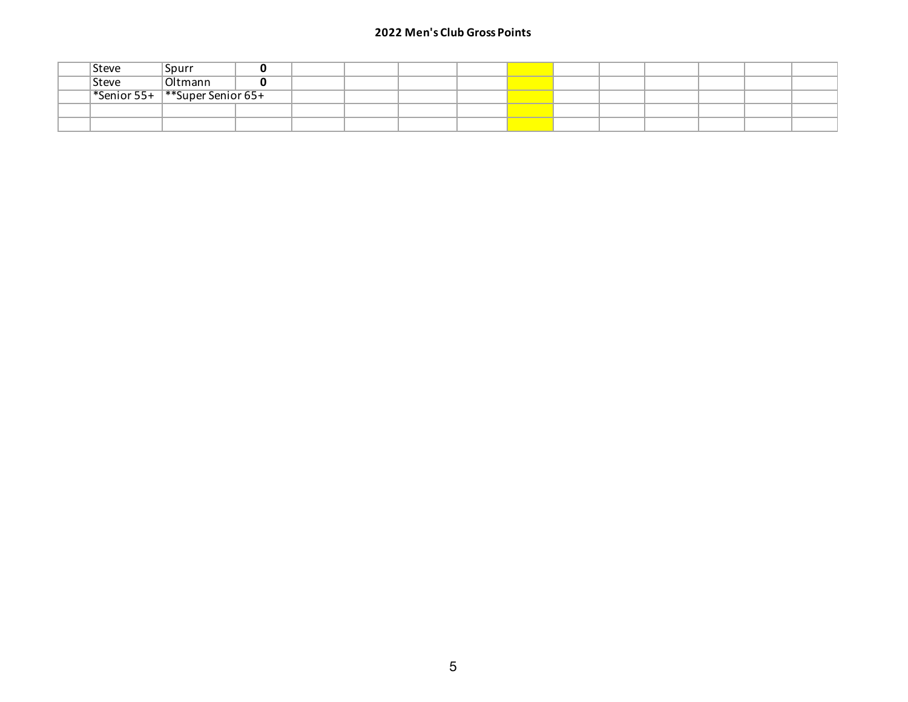## 2022 Men's Club Gross Points

| | | | | | | | | | | | | | | |
|---|---|---|---|---|---|---|---|---|---|---|---|---|---|---|
| | Steve | Spurr | **0** | | | | | | | | | | | |
| | Steve | Oltmann | **0** | | | | | | | | | | | |
| | *Senior 55+ | **Super Senior 65+ | | | | | | | | | | | | |
| | | | | | | | | | | | | | | |
| | | | | | | | | | | | | | | |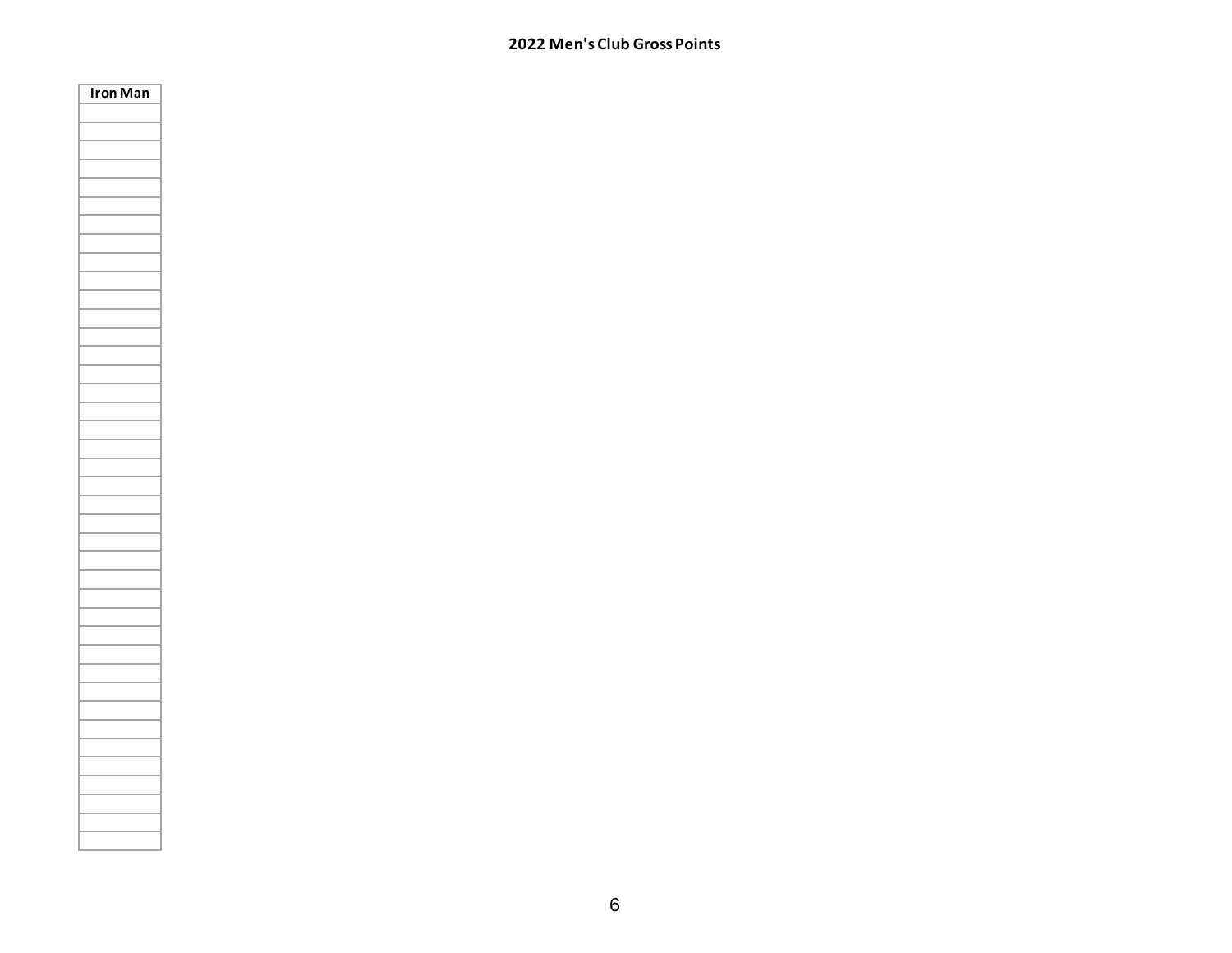**2022 Men's Club Gross Points**

| Iron Man |
|---|
| |
| |
| |
| |
| |
| |
| |
| |
| |
| |
| |
| |
| |
| |
| |
| |
| |
| |
| |
| |
| |
| |
| |
| |
| |
| |
| |
| |
| |
| |
| |
| |
| |
| |
| |
| |
| |
| |
| |
| |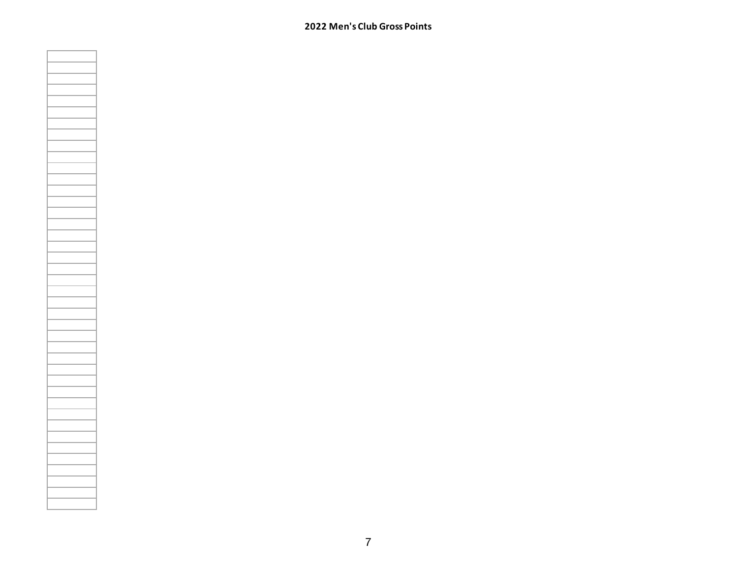**2022 Men's Club Gross Points**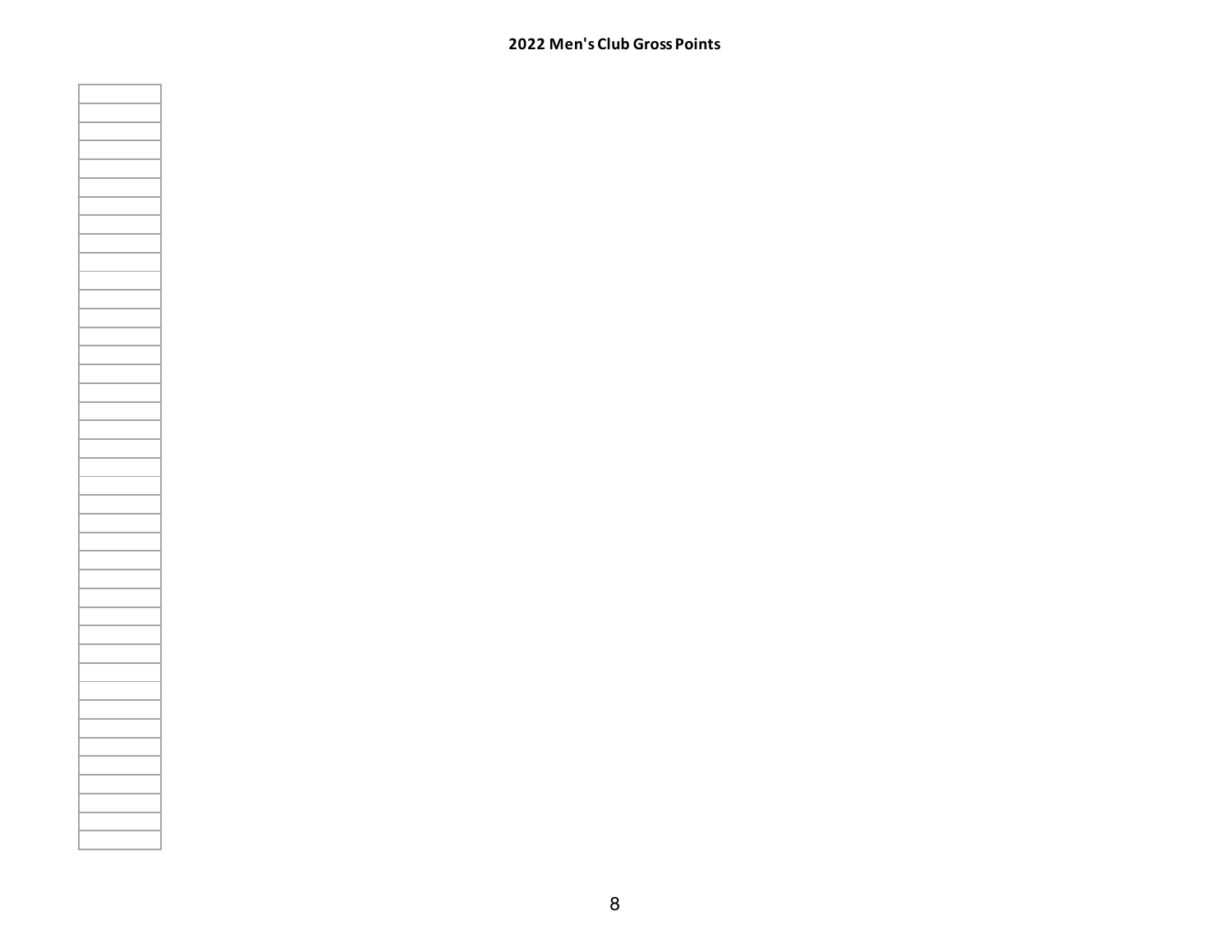**2022 Men's Club Gross Points**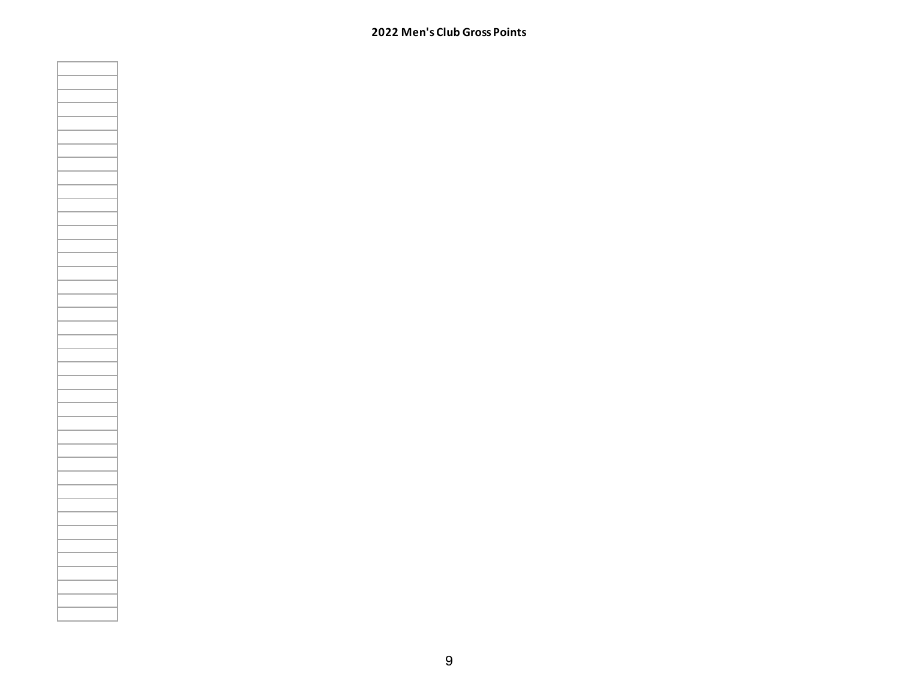**2022 Men's Club Gross Points**

| |
|---|
| |
| |
| |
| |
| |
| |
| |
| |
| |
| |
| |
| |
| |
| |
| |
| |
| |
| |
| |
| |
| |
| |
| |
| |
| |
| |
| |
| |
| |
| |
| |
| |
| |
| |
| |
| |
| |
| |
| |
| |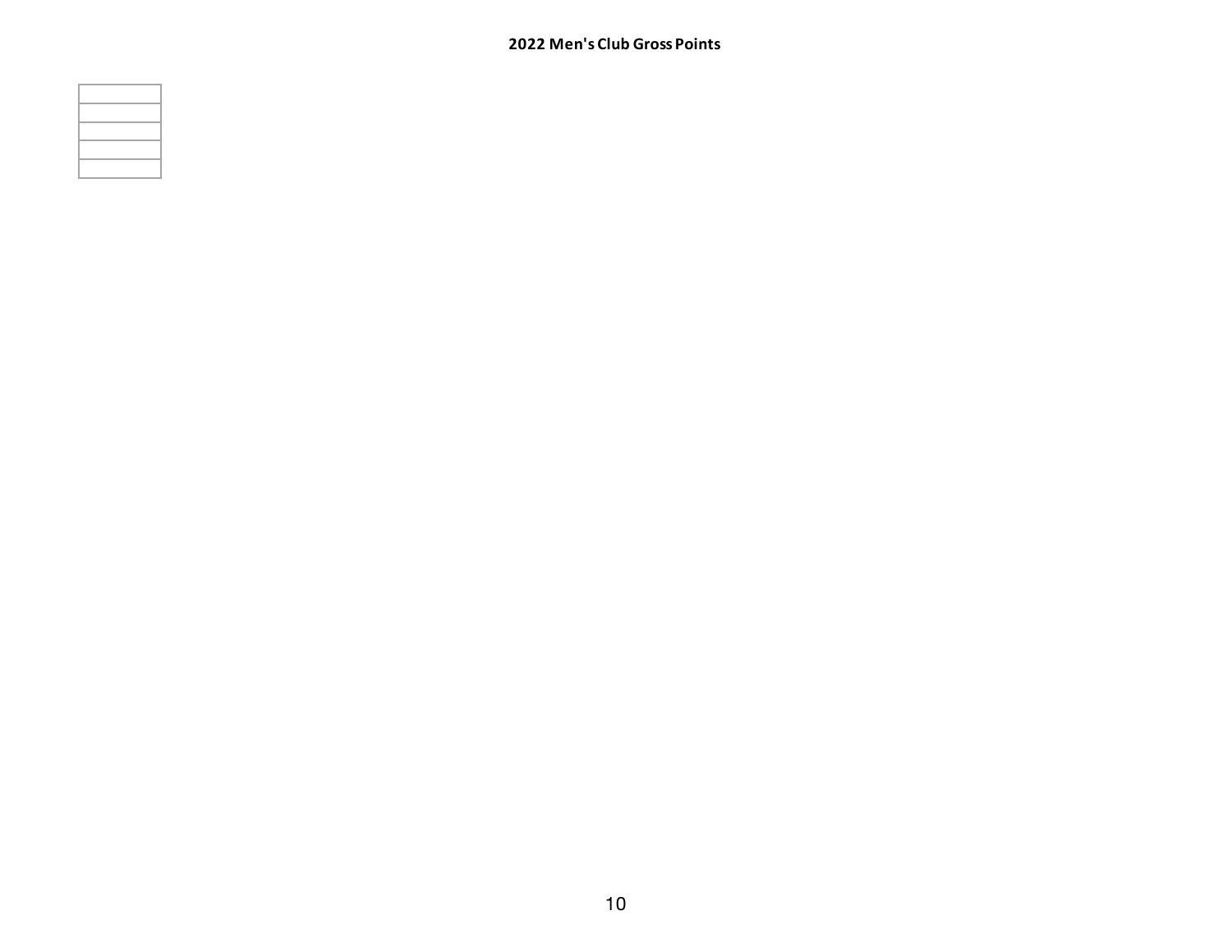**2022 Men's Club Gross Points**

| |
|---|
| |
| |
| |
| |